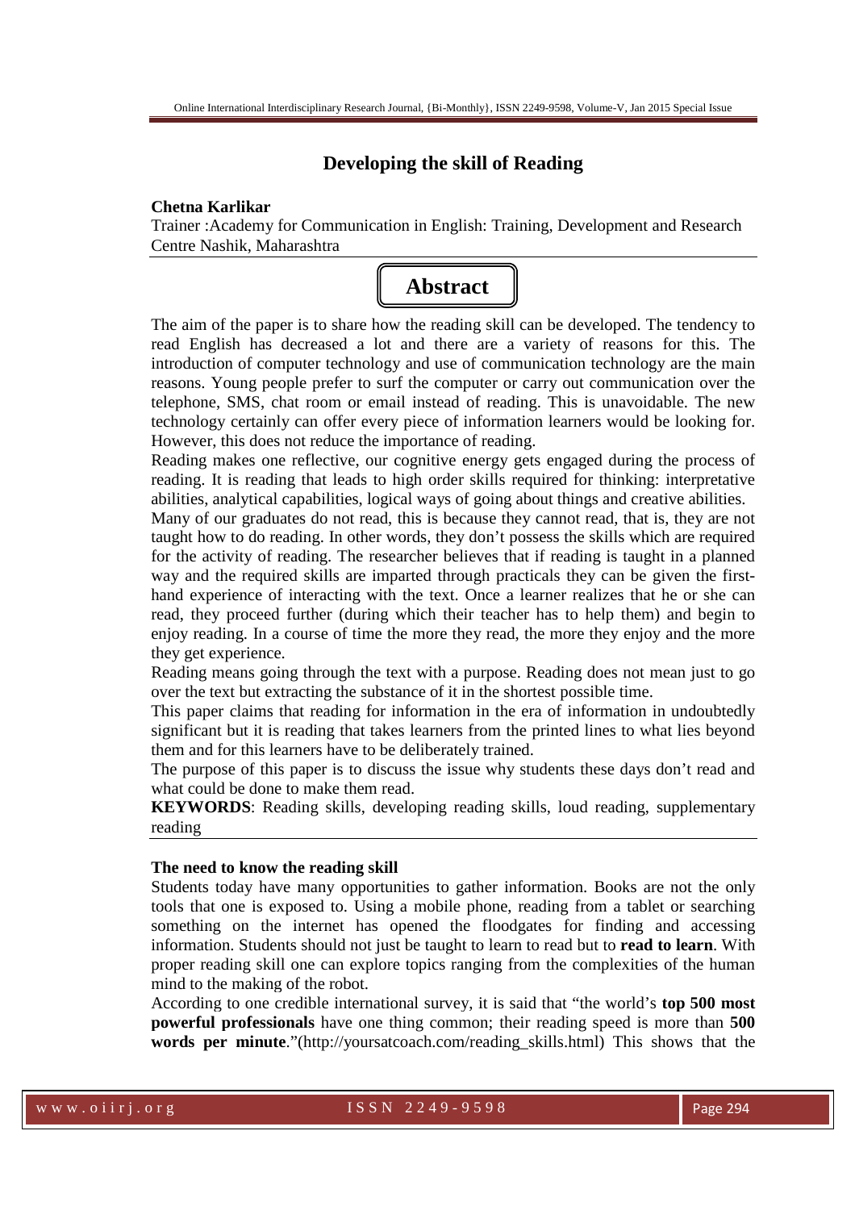# Developing the skill of Reading

**Chetna Karlikar**

Trainer :Academy for Communication in English: Training, Development and Research Centre Nashik, Maharashtra

## Abstract

The aim of the paper is to share how the reading skill can be developed. The tendency to read English has decreased a lot and there are a variety of reasons for this. The introduction of computer technology and use of communication technology are the main reasons. Young people prefer to surf the computer or carry out communication over the telephone, SMS, chat room or email instead of reading. This is unavoidable. The new technology certainly can offer every piece of information learners would be looking for. However, this does not reduce the importance of reading.

Reading makes one reflective, our cognitive energy gets engaged during the process of reading. It is reading that leads to high order skills required for thinking: interpretative abilities, analytical capabilities, logical ways of going about things and creative abilities.

Many of our graduates do not read, this is because they cannot read, that is, they are not taught how to do reading. In other words, they don't possess the skills which are required for the activity of reading. The researcher believes that if reading is taught in a planned way and the required skills are imparted through practicals they can be given the first-hand experience of interacting with the text. Once a learner realizes that he or she can read, they proceed further (during which their teacher has to help them) and begin to enjoy reading. In a course of time the more they read, the more they enjoy and the more they get experience.

Reading means going through the text with a purpose. Reading does not mean just to go over the text but extracting the substance of it in the shortest possible time.

This paper claims that reading for information in the era of information in undoubtedly significant but it is reading that takes learners from the printed lines to what lies beyond them and for this learners have to be deliberately trained.

The purpose of this paper is to discuss the issue why students these days don't read and what could be done to make them read.

**KEYWORDS**: Reading skills, developing reading skills, loud reading, supplementary reading

### The need to know the reading skill

Students today have many opportunities to gather information. Books are not the only tools that one is exposed to. Using a mobile phone, reading from a tablet or searching something on the internet has opened the floodgates for finding and accessing information. Students should not just be taught to learn to read but to **read to learn**. With proper reading skill one can explore topics ranging from the complexities of the human mind to the making of the robot.

According to one credible international survey, it is said that "the world's **top 500 most powerful professionals** have one thing common; their reading speed is more than **500 words per minute**."(http://yoursatcoach.com/reading_skills.html) This shows that the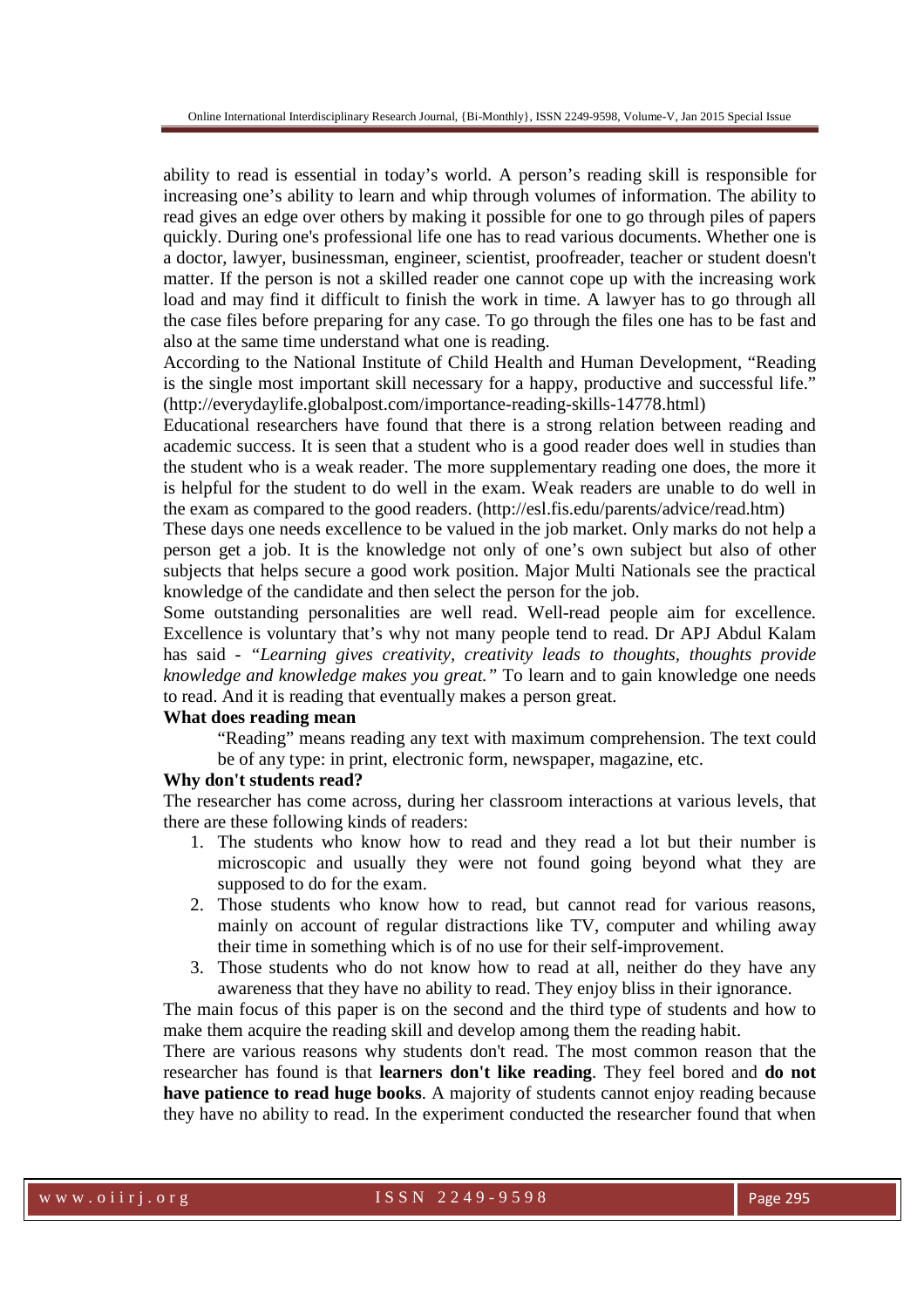ability to read is essential in today's world. A person's reading skill is responsible for increasing one's ability to learn and whip through volumes of information. The ability to read gives an edge over others by making it possible for one to go through piles of papers quickly. During one's professional life one has to read various documents. Whether one is a doctor, lawyer, businessman, engineer, scientist, proofreader, teacher or student doesn't matter. If the person is not a skilled reader one cannot cope up with the increasing work load and may find it difficult to finish the work in time. A lawyer has to go through all the case files before preparing for any case. To go through the files one has to be fast and also at the same time understand what one is reading.

According to the National Institute of Child Health and Human Development, "Reading is the single most important skill necessary for a happy, productive and successful life." (http://everydaylife.globalpost.com/importance-reading-skills-14778.html)

Educational researchers have found that there is a strong relation between reading and academic success. It is seen that a student who is a good reader does well in studies than the student who is a weak reader. The more supplementary reading one does, the more it is helpful for the student to do well in the exam. Weak readers are unable to do well in the exam as compared to the good readers. (http://esl.fis.edu/parents/advice/read.htm)

These days one needs excellence to be valued in the job market. Only marks do not help a person get a job. It is the knowledge not only of one's own subject but also of other subjects that helps secure a good work position. Major Multi Nationals see the practical knowledge of the candidate and then select the person for the job.

Some outstanding personalities are well read. Well-read people aim for excellence. Excellence is voluntary that's why not many people tend to read. Dr APJ Abdul Kalam has said - *"Learning gives creativity, creativity leads to thoughts, thoughts provide knowledge and knowledge makes you great."* To learn and to gain knowledge one needs to read. And it is reading that eventually makes a person great.

**What does reading mean**

"Reading" means reading any text with maximum comprehension. The text could be of any type: in print, electronic form, newspaper, magazine, etc.

**Why don't students read?**

The researcher has come across, during her classroom interactions at various levels, that there are these following kinds of readers:

1. The students who know how to read and they read a lot but their number is microscopic and usually they were not found going beyond what they are supposed to do for the exam.
2. Those students who know how to read, but cannot read for various reasons, mainly on account of regular distractions like TV, computer and whiling away their time in something which is of no use for their self-improvement.
3. Those students who do not know how to read at all, neither do they have any awareness that they have no ability to read. They enjoy bliss in their ignorance.

The main focus of this paper is on the second and the third type of students and how to make them acquire the reading skill and develop among them the reading habit.

There are various reasons why students don't read. The most common reason that the researcher has found is that **learners don't like reading**. They feel bored and **do not have patience to read huge books**. A majority of students cannot enjoy reading because they have no ability to read. In the experiment conducted the researcher found that when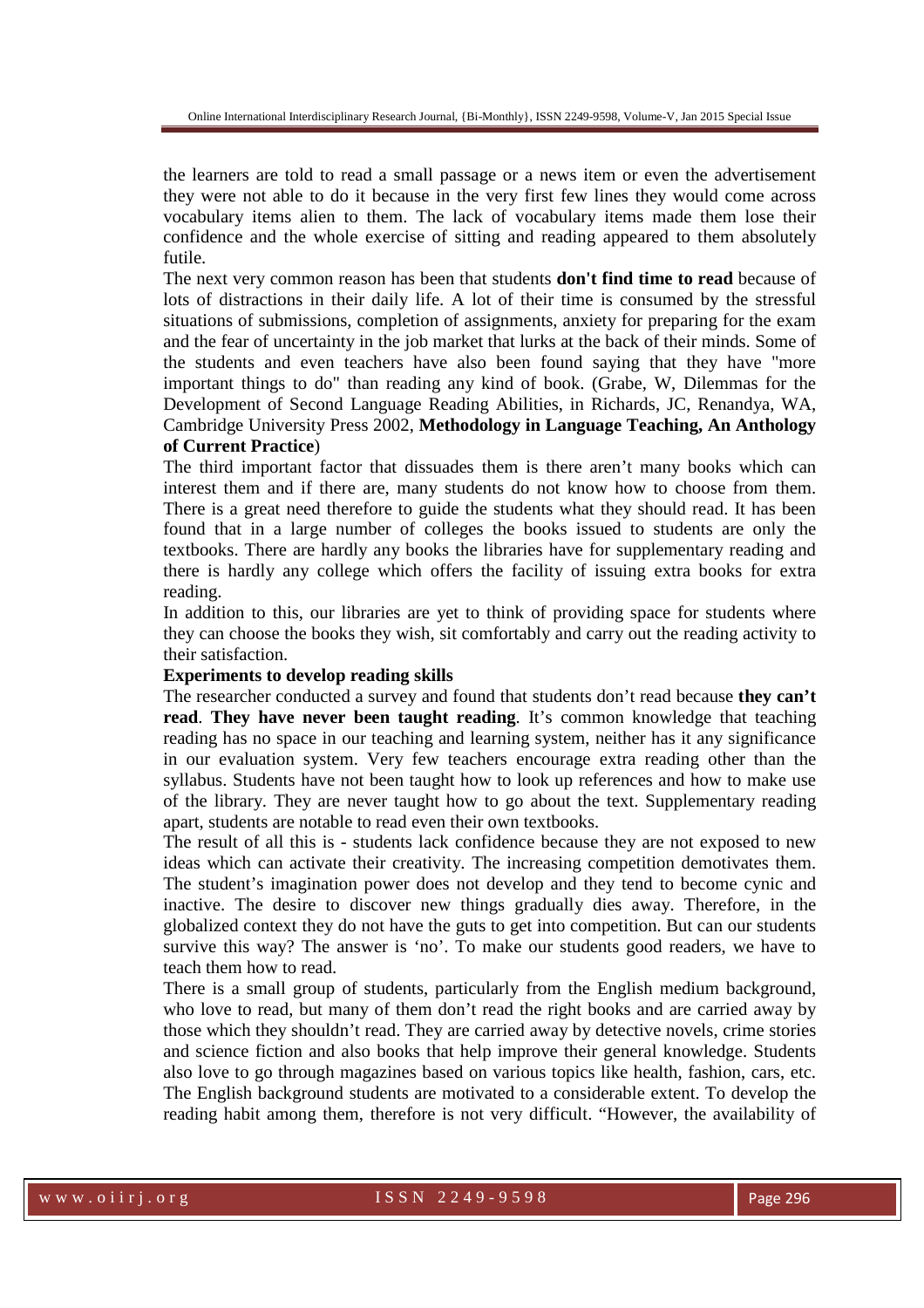the learners are told to read a small passage or a news item or even the advertisement they were not able to do it because in the very first few lines they would come across vocabulary items alien to them. The lack of vocabulary items made them lose their confidence and the whole exercise of sitting and reading appeared to them absolutely futile.

The next very common reason has been that students **don't find time to read** because of lots of distractions in their daily life. A lot of their time is consumed by the stressful situations of submissions, completion of assignments, anxiety for preparing for the exam and the fear of uncertainty in the job market that lurks at the back of their minds. Some of the students and even teachers have also been found saying that they have "more important things to do" than reading any kind of book. (Grabe, W, Dilemmas for the Development of Second Language Reading Abilities, in Richards, JC, Renandya, WA, Cambridge University Press 2002, **Methodology in Language Teaching, An Anthology of Current Practice**)

The third important factor that dissuades them is there aren't many books which can interest them and if there are, many students do not know how to choose from them. There is a great need therefore to guide the students what they should read. It has been found that in a large number of colleges the books issued to students are only the textbooks. There are hardly any books the libraries have for supplementary reading and there is hardly any college which offers the facility of issuing extra books for extra reading.

In addition to this, our libraries are yet to think of providing space for students where they can choose the books they wish, sit comfortably and carry out the reading activity to their satisfaction.

**Experiments to develop reading skills**

The researcher conducted a survey and found that students don't read because **they can't read**. **They have never been taught reading**. It's common knowledge that teaching reading has no space in our teaching and learning system, neither has it any significance in our evaluation system. Very few teachers encourage extra reading other than the syllabus. Students have not been taught how to look up references and how to make use of the library. They are never taught how to go about the text. Supplementary reading apart, students are notable to read even their own textbooks.

The result of all this is - students lack confidence because they are not exposed to new ideas which can activate their creativity. The increasing competition demotivates them. The student's imagination power does not develop and they tend to become cynic and inactive. The desire to discover new things gradually dies away. Therefore, in the globalized context they do not have the guts to get into competition. But can our students survive this way? The answer is 'no'. To make our students good readers, we have to teach them how to read.

There is a small group of students, particularly from the English medium background, who love to read, but many of them don't read the right books and are carried away by those which they shouldn't read. They are carried away by detective novels, crime stories and science fiction and also books that help improve their general knowledge. Students also love to go through magazines based on various topics like health, fashion, cars, etc. The English background students are motivated to a considerable extent. To develop the reading habit among them, therefore is not very difficult. "However, the availability of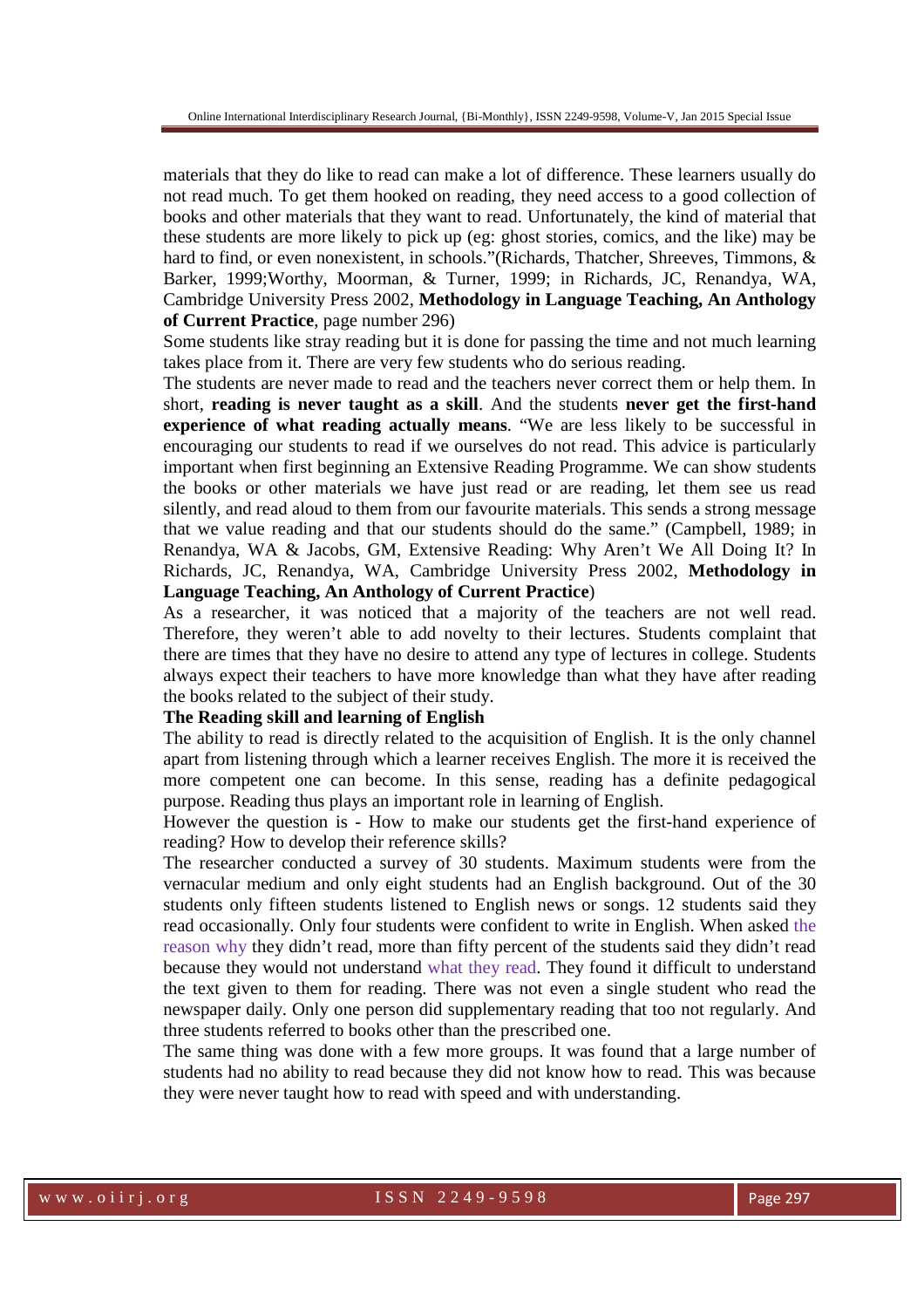materials that they do like to read can make a lot of difference. These learners usually do not read much. To get them hooked on reading, they need access to a good collection of books and other materials that they want to read. Unfortunately, the kind of material that these students are more likely to pick up (eg: ghost stories, comics, and the like) may be hard to find, or even nonexistent, in schools."(Richards, Thatcher, Shreeves, Timmons, & Barker, 1999;Worthy, Moorman, & Turner, 1999; in Richards, JC, Renandya, WA, Cambridge University Press 2002, **Methodology in Language Teaching, An Anthology of Current Practice**, page number 296)

Some students like stray reading but it is done for passing the time and not much learning takes place from it. There are very few students who do serious reading.

The students are never made to read and the teachers never correct them or help them. In short, **reading is never taught as a skill**. And the students **never get the first-hand experience of what reading actually means**. "We are less likely to be successful in encouraging our students to read if we ourselves do not read. This advice is particularly important when first beginning an Extensive Reading Programme. We can show students the books or other materials we have just read or are reading, let them see us read silently, and read aloud to them from our favourite materials. This sends a strong message that we value reading and that our students should do the same." (Campbell, 1989; in Renandya, WA & Jacobs, GM, Extensive Reading: Why Aren't We All Doing It? In Richards, JC, Renandya, WA, Cambridge University Press 2002, **Methodology in Language Teaching, An Anthology of Current Practice**)

As a researcher, it was noticed that a majority of the teachers are not well read. Therefore, they weren't able to add novelty to their lectures. Students complaint that there are times that they have no desire to attend any type of lectures in college. Students always expect their teachers to have more knowledge than what they have after reading the books related to the subject of their study.

**The Reading skill and learning of English**

The ability to read is directly related to the acquisition of English. It is the only channel apart from listening through which a learner receives English. The more it is received the more competent one can become. In this sense, reading has a definite pedagogical purpose. Reading thus plays an important role in learning of English.

However the question is - How to make our students get the first-hand experience of reading? How to develop their reference skills?

The researcher conducted a survey of 30 students. Maximum students were from the vernacular medium and only eight students had an English background. Out of the 30 students only fifteen students listened to English news or songs. 12 students said they read occasionally. Only four students were confident to write in English. When asked the reason why they didn't read, more than fifty percent of the students said they didn't read because they would not understand what they read. They found it difficult to understand the text given to them for reading. There was not even a single student who read the newspaper daily. Only one person did supplementary reading that too not regularly. And three students referred to books other than the prescribed one.

The same thing was done with a few more groups. It was found that a large number of students had no ability to read because they did not know how to read. This was because they were never taught how to read with speed and with understanding.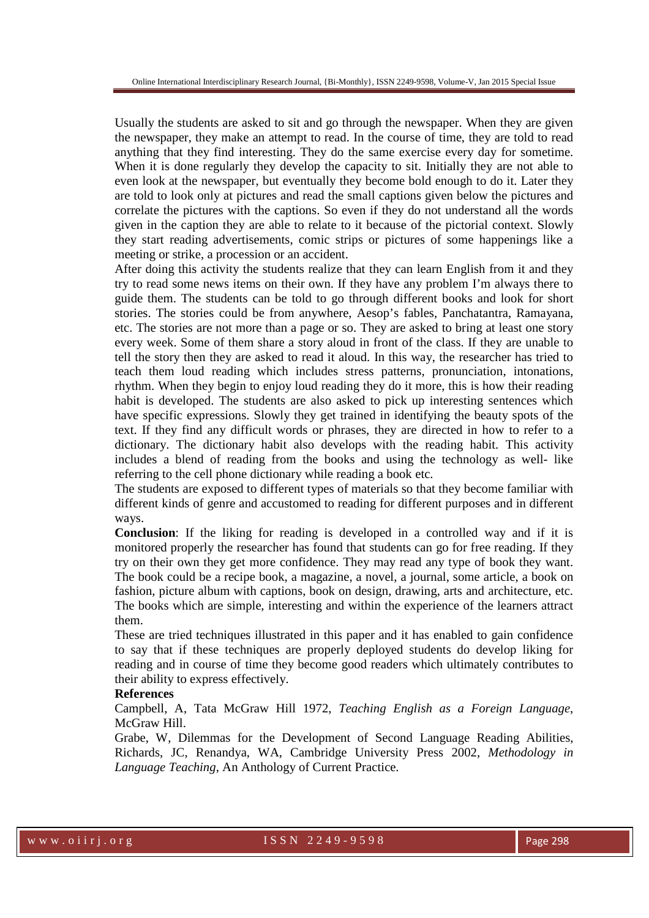Usually the students are asked to sit and go through the newspaper. When they are given the newspaper, they make an attempt to read. In the course of time, they are told to read anything that they find interesting. They do the same exercise every day for sometime. When it is done regularly they develop the capacity to sit. Initially they are not able to even look at the newspaper, but eventually they become bold enough to do it. Later they are told to look only at pictures and read the small captions given below the pictures and correlate the pictures with the captions. So even if they do not understand all the words given in the caption they are able to relate to it because of the pictorial context. Slowly they start reading advertisements, comic strips or pictures of some happenings like a meeting or strike, a procession or an accident.

After doing this activity the students realize that they can learn English from it and they try to read some news items on their own. If they have any problem I'm always there to guide them. The students can be told to go through different books and look for short stories. The stories could be from anywhere, Aesop's fables, Panchatantra, Ramayana, etc. The stories are not more than a page or so. They are asked to bring at least one story every week. Some of them share a story aloud in front of the class. If they are unable to tell the story then they are asked to read it aloud. In this way, the researcher has tried to teach them loud reading which includes stress patterns, pronunciation, intonations, rhythm. When they begin to enjoy loud reading they do it more, this is how their reading habit is developed. The students are also asked to pick up interesting sentences which have specific expressions. Slowly they get trained in identifying the beauty spots of the text. If they find any difficult words or phrases, they are directed in how to refer to a dictionary. The dictionary habit also develops with the reading habit. This activity includes a blend of reading from the books and using the technology as well- like referring to the cell phone dictionary while reading a book etc.

The students are exposed to different types of materials so that they become familiar with different kinds of genre and accustomed to reading for different purposes and in different ways.

**Conclusion**: If the liking for reading is developed in a controlled way and if it is monitored properly the researcher has found that students can go for free reading. If they try on their own they get more confidence. They may read any type of book they want. The book could be a recipe book, a magazine, a novel, a journal, some article, a book on fashion, picture album with captions, book on design, drawing, arts and architecture, etc. The books which are simple, interesting and within the experience of the learners attract them.

These are tried techniques illustrated in this paper and it has enabled to gain confidence to say that if these techniques are properly deployed students do develop liking for reading and in course of time they become good readers which ultimately contributes to their ability to express effectively.

**References**

Campbell, A, Tata McGraw Hill 1972, *Teaching English as a Foreign Language*, McGraw Hill.

Grabe, W, Dilemmas for the Development of Second Language Reading Abilities, Richards, JC, Renandya, WA, Cambridge University Press 2002, *Methodology in Language Teaching*, An Anthology of Current Practice.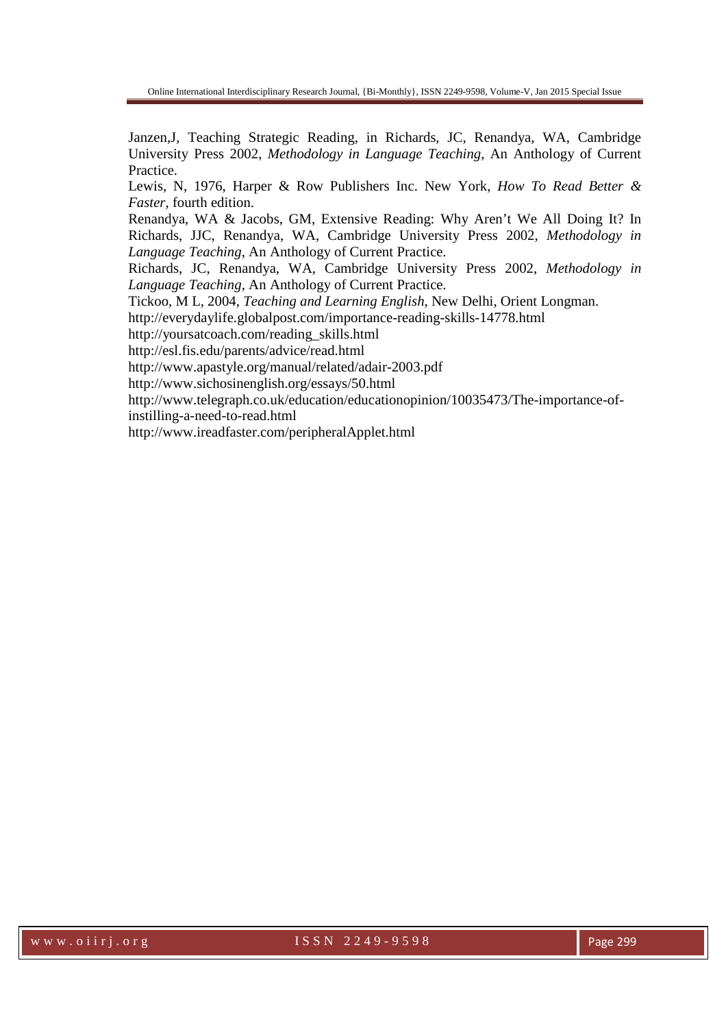Janzen,J, Teaching Strategic Reading, in Richards, JC, Renandya, WA, Cambridge University Press 2002, *Methodology in Language Teaching*, An Anthology of Current Practice.

Lewis, N, 1976, Harper & Row Publishers Inc. New York, *How To Read Better & Faster*, fourth edition.

Renandya, WA & Jacobs, GM, Extensive Reading: Why Aren't We All Doing It? In Richards, JJC, Renandya, WA, Cambridge University Press 2002, *Methodology in Language Teaching*, An Anthology of Current Practice.

Richards, JC, Renandya, WA, Cambridge University Press 2002, *Methodology in Language Teaching*, An Anthology of Current Practice.

Tickoo, M L, 2004, *Teaching and Learning English*, New Delhi, Orient Longman.

http://everydaylife.globalpost.com/importance-reading-skills-14778.html

http://yoursatcoach.com/reading_skills.html

http://esl.fis.edu/parents/advice/read.html

http://www.apastyle.org/manual/related/adair-2003.pdf

http://www.sichosinenglish.org/essays/50.html

http://www.telegraph.co.uk/education/educationopinion/10035473/The-importance-of-instilling-a-need-to-read.html

http://www.ireadfaster.com/peripheralApplet.html